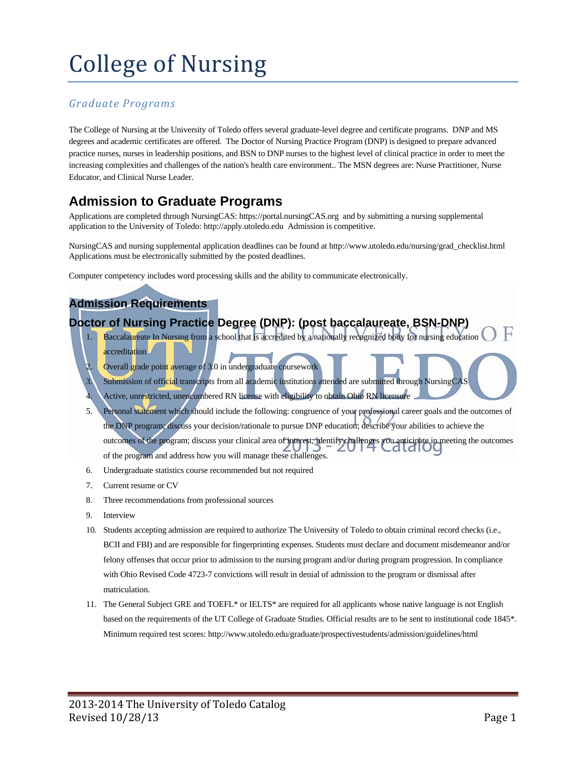# College of Nursing

## *Graduate Programs*

The College of Nursing at the University of Toledo offers several graduate-level degree and certificate programs. DNP and MS degrees and academic certificates are offered. The Doctor of Nursing Practice Program (DNP) is designed to prepare advanced practice nurses, nurses in leadership positions, and BSN to DNP nurses to the highest level of clinical practice in order to meet the increasing complexities and challenges of the nation's health care environment.. The MSN degrees are: Nurse Practitioner, Nurse Educator, and Clinical Nurse Leader.

## Admission to Graduate Programs

Applications are completed through NursingCAS: https://portal.nursingCAS.org and by submitting a nursing supplemental application to the University of Toledo: http://apply.utoledo.edu Admission is competitive.

NursingCAS and nursing supplemental application deadlines can be found at http://www.utoledo.edu/nursing/grad_checklist.html Applications must be electronically submitted by the posted deadlines.

Computer competency includes word processing skills and the ability to communicate electronically.

### Admission Requirements

### Doctor of Nursing Practice Degree (DNP): (post baccalaureate, BSN-DNP)

1. Baccalaureate In Nursing from a school that is accredited by a nationally recognized body for nursing education accreditation
2. Overall grade point average of 3.0 in undergraduate coursework
3. Submission of official transcripts from all academic institutions attended are submitted through NursingCAS
4. Active, unrestricted, unencumbered RN license with eligibility to obtain Ohio RN licensure
5. Personal statement which should include the following: congruence of your professional career goals and the outcomes of the DNP program; discuss your decision/rationale to pursue DNP education; describe your abilities to achieve the outcomes of the program; discuss your clinical area of interest; identify challenges you anticipate in meeting the outcomes of the program and address how you will manage these challenges.
6. Undergraduate statistics course recommended but not required
7. Current resume or CV
8. Three recommendations from professional sources
9. Interview
10. Students accepting admission are required to authorize The University of Toledo to obtain criminal record checks (i.e., BCII and FBI) and are responsible for fingerprinting expenses. Students must declare and document misdemeanor and/or felony offenses that occur prior to admission to the nursing program and/or during program progression. In compliance with Ohio Revised Code 4723-7 convictions will result in denial of admission to the program or dismissal after matriculation.
11. The General Subject GRE and TOEFL* or IELTS* are required for all applicants whose native language is not English based on the requirements of the UT College of Graduate Studies. Official results are to be sent to institutional code 1845*. Minimum required test scores: http://www.utoledo.edu/graduate/prospectivestudents/admission/guidelines/html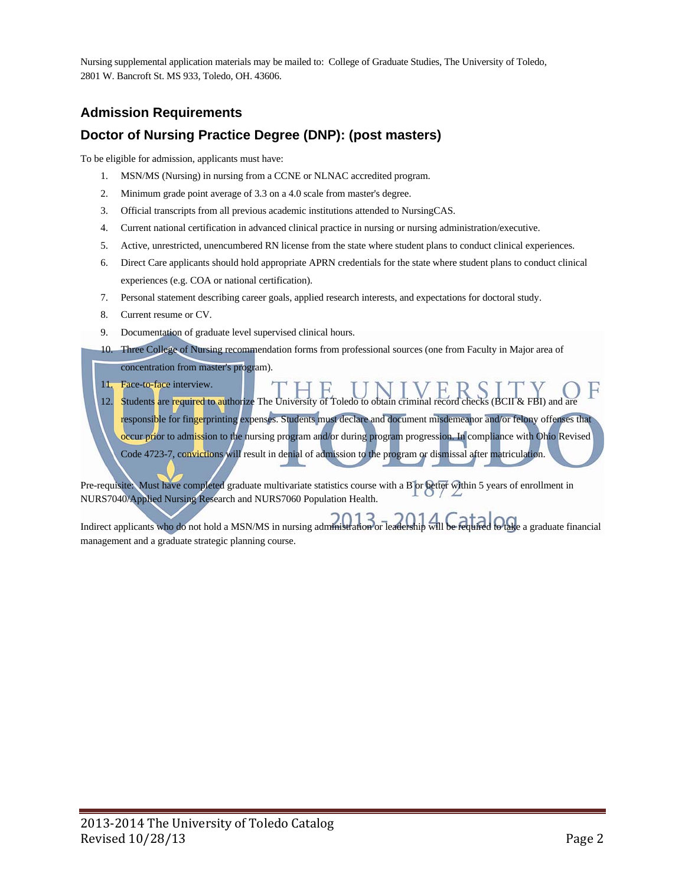Nursing supplemental application materials may be mailed to: College of Graduate Studies, The University of Toledo, 2801 W. Bancroft St. MS 933, Toledo, OH. 43606.

## Admission Requirements

## Doctor of Nursing Practice Degree (DNP): (post masters)

To be eligible for admission, applicants must have:

1. MSN/MS (Nursing) in nursing from a CCNE or NLNAC accredited program.
2. Minimum grade point average of 3.3 on a 4.0 scale from master's degree.
3. Official transcripts from all previous academic institutions attended to NursingCAS.
4. Current national certification in advanced clinical practice in nursing or nursing administration/executive.
5. Active, unrestricted, unencumbered RN license from the state where student plans to conduct clinical experiences.
6. Direct Care applicants should hold appropriate APRN credentials for the state where student plans to conduct clinical experiences (e.g. COA or national certification).
7. Personal statement describing career goals, applied research interests, and expectations for doctoral study.
8. Current resume or CV.
9. Documentation of graduate level supervised clinical hours.
10. Three College of Nursing recommendation forms from professional sources (one from Faculty in Major area of concentration from master's program).
11. Face-to-face interview.
12. Students are required to authorize The University of Toledo to obtain criminal record checks (BCII & FBI) and are responsible for fingerprinting expenses. Students must declare and document misdemeanor and/or felony offenses that occur prior to admission to the nursing program and/or during program progression. In compliance with Ohio Revised Code 4723-7, convictions will result in denial of admission to the program or dismissal after matriculation.

Pre-requisite: Must have completed graduate multivariate statistics course with a B or better within 5 years of enrollment in NURS7040/Applied Nursing Research and NURS7060 Population Health.

Indirect applicants who do not hold a MSN/MS in nursing administration or leadership will be required to take a graduate financial management and a graduate strategic planning course.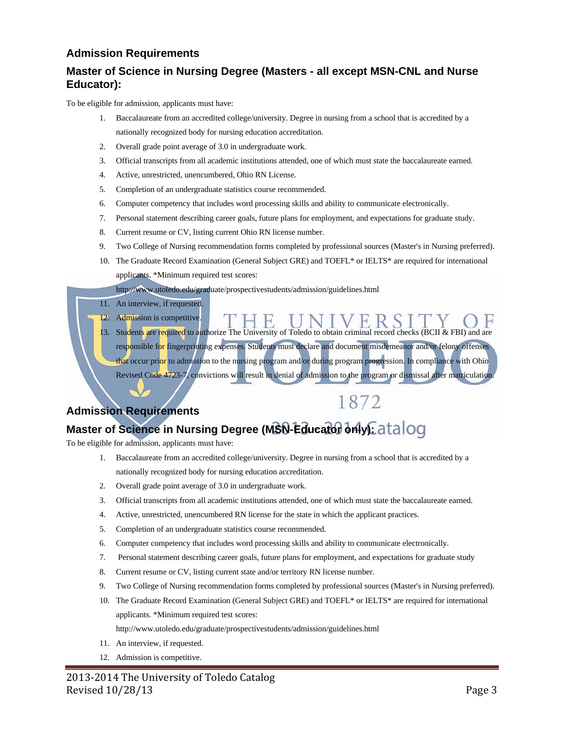## Admission Requirements

## Master of Science in Nursing Degree (Masters - all except MSN-CNL and Nurse Educator):

To be eligible for admission, applicants must have:

1. Baccalaureate from an accredited college/university. Degree in nursing from a school that is accredited by a nationally recognized body for nursing education accreditation.
2. Overall grade point average of 3.0 in undergraduate work.
3. Official transcripts from all academic institutions attended, one of which must state the baccalaureate earned.
4. Active, unrestricted, unencumbered, Ohio RN License.
5. Completion of an undergraduate statistics course recommended.
6. Computer competency that includes word processing skills and ability to communicate electronically.
7. Personal statement describing career goals, future plans for employment, and expectations for graduate study.
8. Current resume or CV, listing current Ohio RN license number.
9. Two College of Nursing recommendation forms completed by professional sources (Master's in Nursing preferred).
10. The Graduate Record Examination (General Subject GRE) and TOEFL* or IELTS* are required for international applicants. *Minimum required test scores: http://www.utoledo.edu/graduate/prospectivestudents/admission/guidelines.html
11. An interview, if requested.
12. Admission is competitive.
13. Students are required to authorize The University of Toledo to obtain criminal record checks (BCII & FBI) and are responsible for fingerprinting expenses. Students must declare and document misdemeanor and/or felony offenses that occur prior to admission to the nursing program and/or during program progression. In compliance with Ohio Revised Code 4723-7, convictions will result in denial of admission to the program or dismissal after matriculation.

## Admission Requirements

## Master of Science in Nursing Degree (MSN-Educator only):

To be eligible for admission, applicants must have:

1. Baccalaureate from an accredited college/university. Degree in nursing from a school that is accredited by a nationally recognized body for nursing education accreditation.
2. Overall grade point average of 3.0 in undergraduate work.
3. Official transcripts from all academic institutions attended, one of which must state the baccalaureate earned.
4. Active, unrestricted, unencumbered RN license for the state in which the applicant practices.
5. Completion of an undergraduate statistics course recommended.
6. Computer competency that includes word processing skills and ability to communicate electronically.
7. Personal statement describing career goals, future plans for employment, and expectations for graduate study
8. Current resume or CV, listing current state and/or territory RN license number.
9. Two College of Nursing recommendation forms completed by professional sources (Master's in Nursing preferred).
10. The Graduate Record Examination (General Subject GRE) and TOEFL* or IELTS* are required for international applicants. *Minimum required test scores: http://www.utoledo.edu/graduate/prospectivestudents/admission/guidelines.html
11. An interview, if requested.
12. Admission is competitive.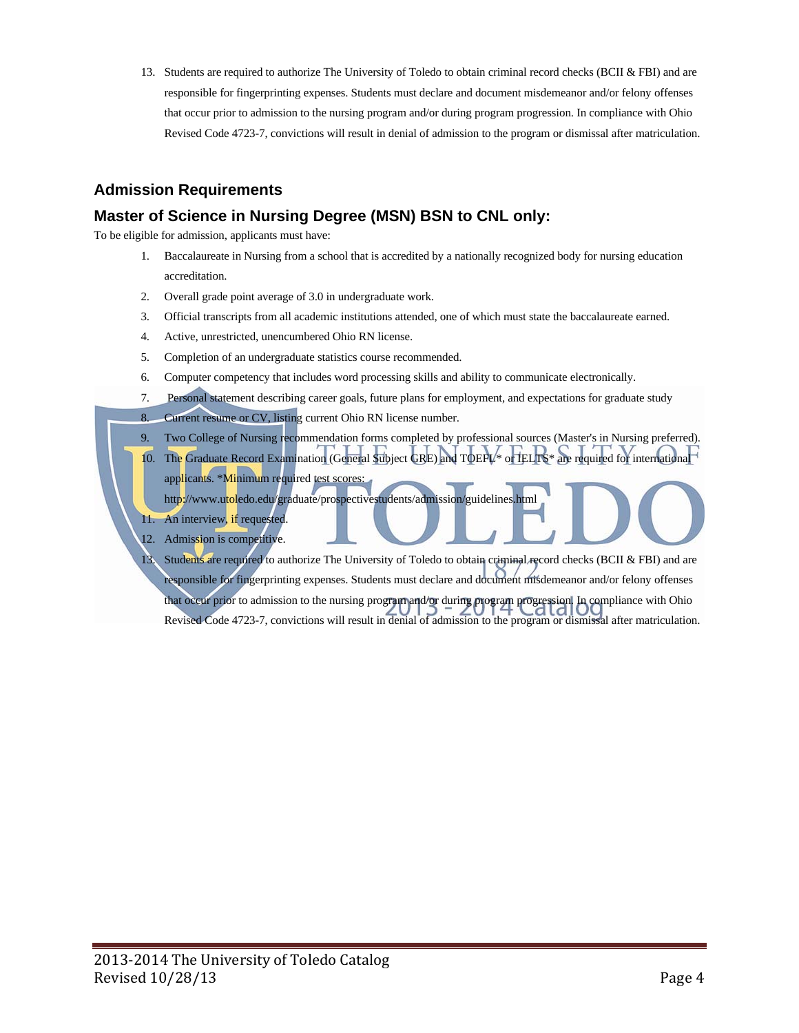13. Students are required to authorize The University of Toledo to obtain criminal record checks (BCII & FBI) and are responsible for fingerprinting expenses. Students must declare and document misdemeanor and/or felony offenses that occur prior to admission to the nursing program and/or during program progression. In compliance with Ohio Revised Code 4723-7, convictions will result in denial of admission to the program or dismissal after matriculation.

## Admission Requirements

## Master of Science in Nursing Degree (MSN) BSN to CNL only:

To be eligible for admission, applicants must have:

1. Baccalaureate in Nursing from a school that is accredited by a nationally recognized body for nursing education accreditation.
2. Overall grade point average of 3.0 in undergraduate work.
3. Official transcripts from all academic institutions attended, one of which must state the baccalaureate earned.
4. Active, unrestricted, unencumbered Ohio RN license.
5. Completion of an undergraduate statistics course recommended.
6. Computer competency that includes word processing skills and ability to communicate electronically.
7. Personal statement describing career goals, future plans for employment, and expectations for graduate study
8. Current resume or CV, listing current Ohio RN license number.
9. Two College of Nursing recommendation forms completed by professional sources (Master's in Nursing preferred).
10. The Graduate Record Examination (General Subject GRE) and TOEFL* or IELTS* are required for international applicants. *Minimum required test scores: http://www.utoledo.edu/graduate/prospectivestudents/admission/guidelines.html
11. An interview, if requested.
12. Admission is competitive.
13. Students are required to authorize The University of Toledo to obtain criminal record checks (BCII & FBI) and are responsible for fingerprinting expenses. Students must declare and document misdemeanor and/or felony offenses that occur prior to admission to the nursing program and/or during program progression. In compliance with Ohio Revised Code 4723-7, convictions will result in denial of admission to the program or dismissal after matriculation.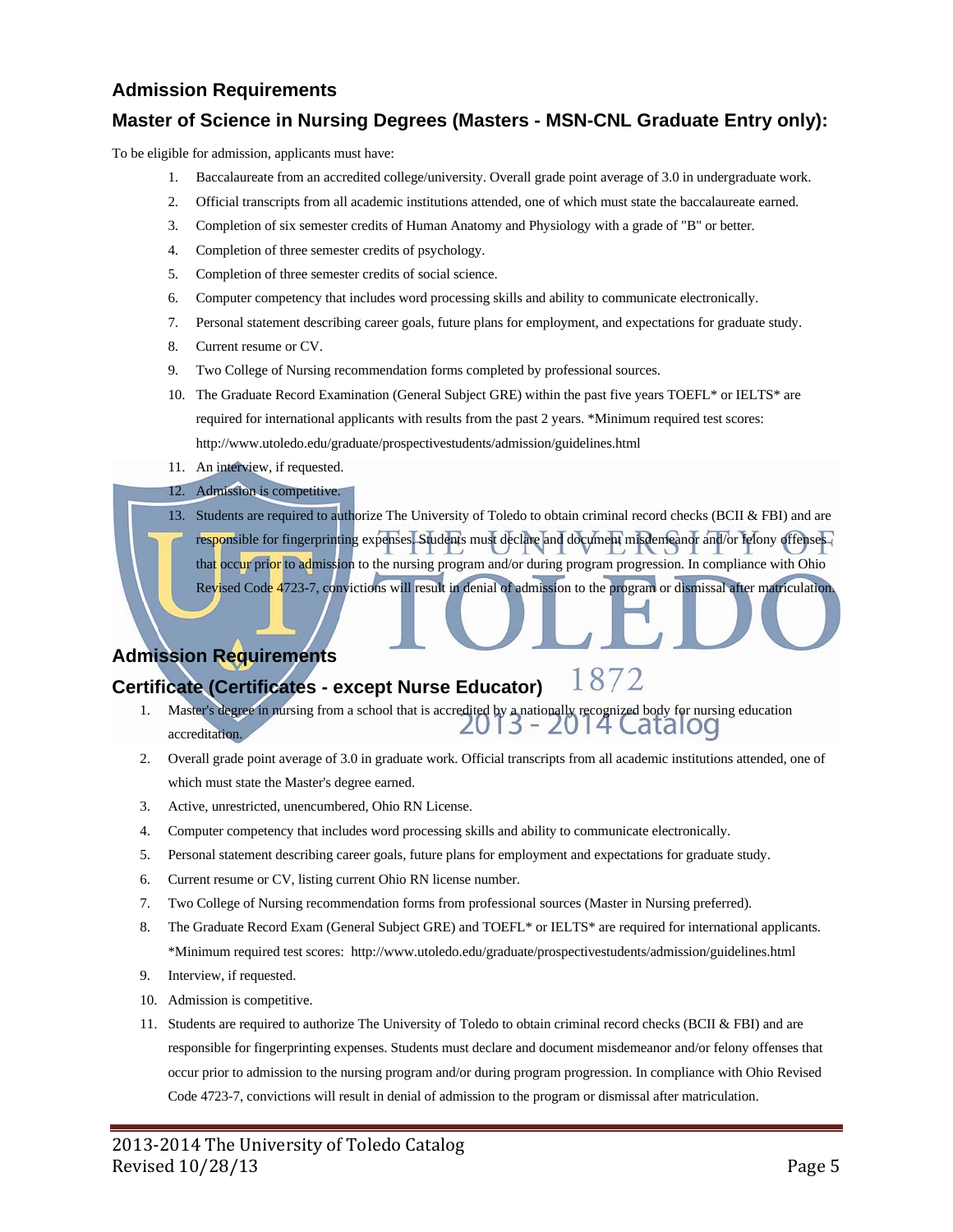## Admission Requirements

## Master of Science in Nursing Degrees (Masters - MSN-CNL Graduate Entry only):

To be eligible for admission, applicants must have:

1. Baccalaureate from an accredited college/university. Overall grade point average of 3.0 in undergraduate work.
2. Official transcripts from all academic institutions attended, one of which must state the baccalaureate earned.
3. Completion of six semester credits of Human Anatomy and Physiology with a grade of "B" or better.
4. Completion of three semester credits of psychology.
5. Completion of three semester credits of social science.
6. Computer competency that includes word processing skills and ability to communicate electronically.
7. Personal statement describing career goals, future plans for employment, and expectations for graduate study.
8. Current resume or CV.
9. Two College of Nursing recommendation forms completed by professional sources.
10. The Graduate Record Examination (General Subject GRE) within the past five years TOEFL* or IELTS* are required for international applicants with results from the past 2 years. *Minimum required test scores: http://www.utoledo.edu/graduate/prospectivestudents/admission/guidelines.html
11. An interview, if requested.
12. Admission is competitive.
13. Students are required to authorize The University of Toledo to obtain criminal record checks (BCII & FBI) and are responsible for fingerprinting expenses. Students must declare and document misdemeanor and/or felony offenses that occur prior to admission to the nursing program and/or during program progression. In compliance with Ohio Revised Code 4723-7, convictions will result in denial of admission to the program or dismissal after matriculation.

## Admission Requirements

## Certificate (Certificates - except Nurse Educator)

1. Master's degree in nursing from a school that is accredited by a nationally recognized body for nursing education accreditation.
2. Overall grade point average of 3.0 in graduate work. Official transcripts from all academic institutions attended, one of which must state the Master's degree earned.
3. Active, unrestricted, unencumbered, Ohio RN License.
4. Computer competency that includes word processing skills and ability to communicate electronically.
5. Personal statement describing career goals, future plans for employment and expectations for graduate study.
6. Current resume or CV, listing current Ohio RN license number.
7. Two College of Nursing recommendation forms from professional sources (Master in Nursing preferred).
8. The Graduate Record Exam (General Subject GRE) and TOEFL* or IELTS* are required for international applicants. *Minimum required test scores: http://www.utoledo.edu/graduate/prospectivestudents/admission/guidelines.html
9. Interview, if requested.
10. Admission is competitive.
11. Students are required to authorize The University of Toledo to obtain criminal record checks (BCII & FBI) and are responsible for fingerprinting expenses. Students must declare and document misdemeanor and/or felony offenses that occur prior to admission to the nursing program and/or during program progression. In compliance with Ohio Revised Code 4723-7, convictions will result in denial of admission to the program or dismissal after matriculation.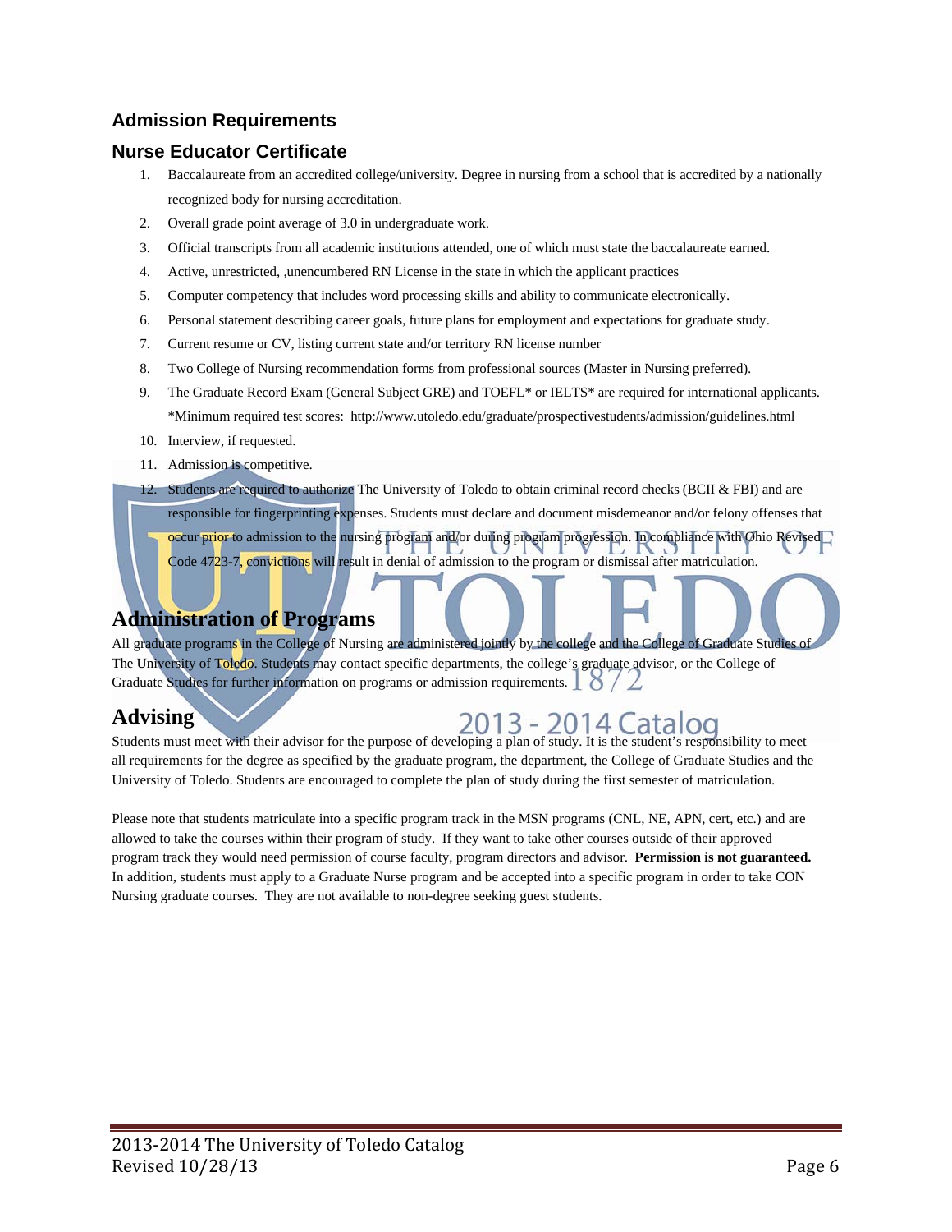## Admission Requirements

### Nurse Educator Certificate

1. Baccalaureate from an accredited college/university. Degree in nursing from a school that is accredited by a nationally recognized body for nursing accreditation.
2. Overall grade point average of 3.0 in undergraduate work.
3. Official transcripts from all academic institutions attended, one of which must state the baccalaureate earned.
4. Active, unrestricted, ,unencumbered RN License in the state in which the applicant practices
5. Computer competency that includes word processing skills and ability to communicate electronically.
6. Personal statement describing career goals, future plans for employment and expectations for graduate study.
7. Current resume or CV, listing current state and/or territory RN license number
8. Two College of Nursing recommendation forms from professional sources (Master in Nursing preferred).
9. The Graduate Record Exam (General Subject GRE) and TOEFL* or IELTS* are required for international applicants. *Minimum required test scores: http://www.utoledo.edu/graduate/prospectivestudents/admission/guidelines.html
10. Interview, if requested.
11. Admission is competitive.
12. Students are required to authorize The University of Toledo to obtain criminal record checks (BCII & FBI) and are responsible for fingerprinting expenses. Students must declare and document misdemeanor and/or felony offenses that occur prior to admission to the nursing program and/or during program progression. In compliance with Ohio Revised Code 4723-7, convictions will result in denial of admission to the program or dismissal after matriculation.

## Administration of Programs

All graduate programs in the College of Nursing are administered jointly by the college and the College of Graduate Studies of The University of Toledo. Students may contact specific departments, the college's graduate advisor, or the College of Graduate Studies for further information on programs or admission requirements.

## Advising

Students must meet with their advisor for the purpose of developing a plan of study. It is the student's responsibility to meet all requirements for the degree as specified by the graduate program, the department, the College of Graduate Studies and the University of Toledo. Students are encouraged to complete the plan of study during the first semester of matriculation.

Please note that students matriculate into a specific program track in the MSN programs (CNL, NE, APN, cert, etc.) and are allowed to take the courses within their program of study. If they want to take other courses outside of their approved program track they would need permission of course faculty, program directors and advisor. **Permission is not guaranteed.** In addition, students must apply to a Graduate Nurse program and be accepted into a specific program in order to take CON Nursing graduate courses. They are not available to non-degree seeking guest students.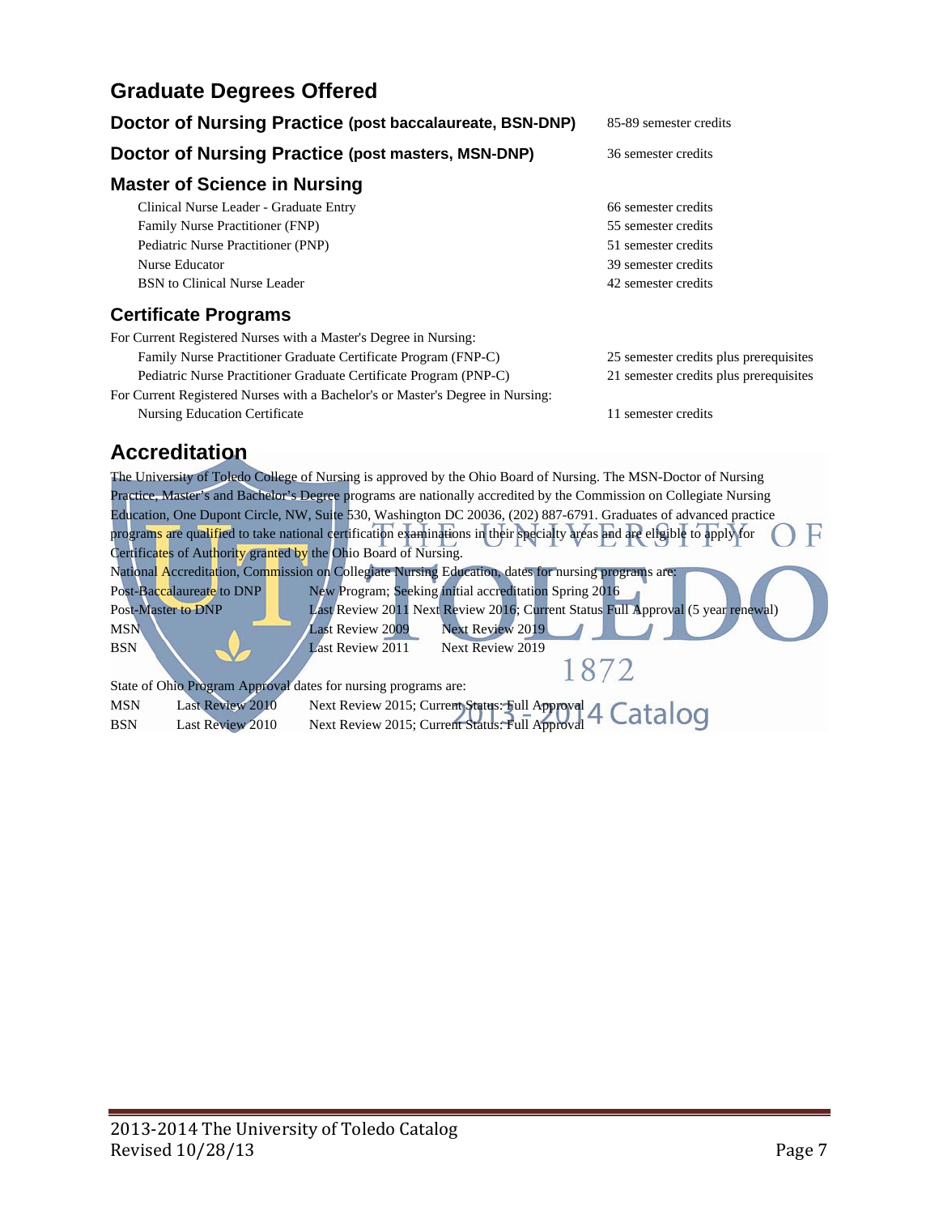## Graduate Degrees Offered

| Program | Credits |
|---|---|
| **Doctor of Nursing Practice (post baccalaureate, BSN-DNP)** | 85-89 semester credits |
| **Doctor of Nursing Practice (post masters, MSN-DNP)** | 36 semester credits |

### Master of Science in Nursing

| Program | Credits |
|---|---|
| Clinical Nurse Leader - Graduate Entry | 66 semester credits |
| Family Nurse Practitioner (FNP) | 55 semester credits |
| Pediatric Nurse Practitioner (PNP) | 51 semester credits |
| Nurse Educator | 39 semester credits |
| BSN to Clinical Nurse Leader | 42 semester credits |

### Certificate Programs

For Current Registered Nurses with a Master's Degree in Nursing:

| Program | Credits |
|---|---|
| Family Nurse Practitioner Graduate Certificate Program (FNP-C) | 25 semester credits plus prerequisites |
| Pediatric Nurse Practitioner Graduate Certificate Program (PNP-C) | 21 semester credits plus prerequisites |

For Current Registered Nurses with a Bachelor's or Master's Degree in Nursing:

| Program | Credits |
|---|---|
| Nursing Education Certificate | 11 semester credits |

## Accreditation

The University of Toledo College of Nursing is approved by the Ohio Board of Nursing. The MSN-Doctor of Nursing Practice, Master's and Bachelor's Degree programs are nationally accredited by the Commission on Collegiate Nursing Education, One Dupont Circle, NW, Suite 530, Washington DC 20036, (202) 887-6791. Graduates of advanced practice programs are qualified to take national certification examinations in their specialty areas and are eligible to apply for Certificates of Authority granted by the Ohio Board of Nursing.

National Accreditation, Commission on Collegiate Nursing Education, dates for nursing programs are:

| Program | Last Review | Next Review / Status |
|---|---|---|
| Post-Baccalaureate to DNP | New Program; Seeking initial accreditation Spring 2016 | |
| Post-Master to DNP | Last Review 2011 | Next Review 2016; Current Status Full Approval (5 year renewal) |
| MSN | Last Review 2009 | Next Review 2019 |
| BSN | Last Review 2011 | Next Review 2019 |

State of Ohio Program Approval dates for nursing programs are:

| Program | Last Review | Next Review / Status |
|---|---|---|
| MSN | Last Review 2010 | Next Review 2015; Current Status: Full Approval |
| BSN | Last Review 2010 | Next Review 2015; Current Status: Full Approval |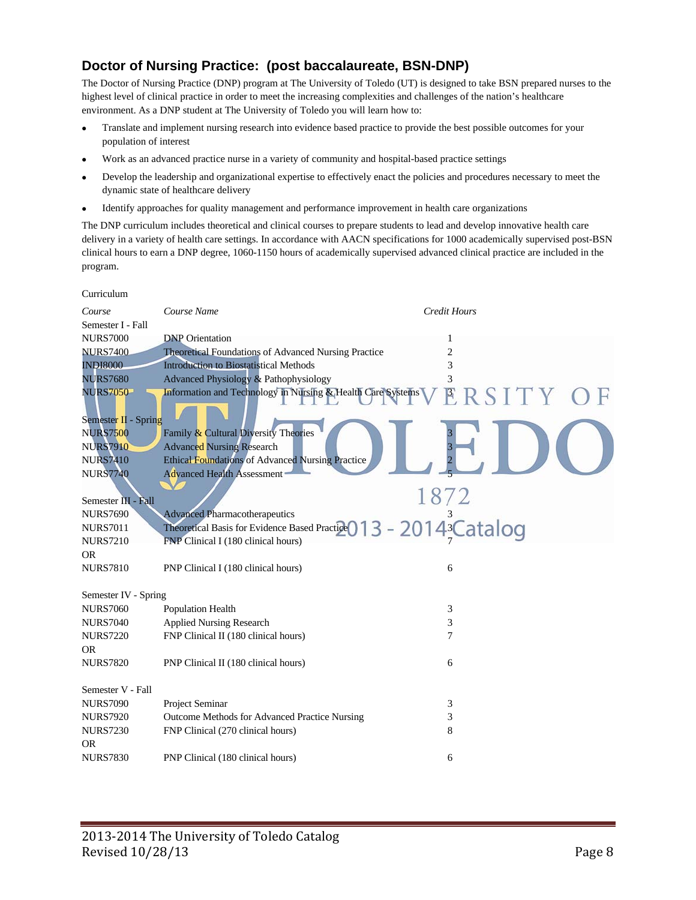## Doctor of Nursing Practice: (post baccalaureate, BSN-DNP)

The Doctor of Nursing Practice (DNP) program at The University of Toledo (UT) is designed to take BSN prepared nurses to the highest level of clinical practice in order to meet the increasing complexities and challenges of the nation's healthcare environment. As a DNP student at The University of Toledo you will learn how to:

- Translate and implement nursing research into evidence based practice to provide the best possible outcomes for your population of interest
- Work as an advanced practice nurse in a variety of community and hospital-based practice settings
- Develop the leadership and organizational expertise to effectively enact the policies and procedures necessary to meet the dynamic state of healthcare delivery
- Identify approaches for quality management and performance improvement in health care organizations

The DNP curriculum includes theoretical and clinical courses to prepare students to lead and develop innovative health care delivery in a variety of health care settings. In accordance with AACN specifications for 1000 academically supervised post-BSN clinical hours to earn a DNP degree, 1060-1150 hours of academically supervised advanced clinical practice are included in the program.

Curriculum

| *Course* | *Course Name* | *Credit Hours* |
|---|---|---|
| Semester I - Fall | | |
| NURS7000 | DNP Orientation | 1 |
| NURS7400 | Theoretical Foundations of Advanced Nursing Practice | 2 |
| INDI8000 | Introduction to Biostatistical Methods | 3 |
| NURS7680 | Advanced Physiology & Pathophysiology | 3 |
| NURS7050 | Information and Technology in Nursing & Health Care Systems | 3 |
| Semester II - Spring | | |
| NURS7500 | Family & Cultural Diversity Theories | 3 |
| NURS7910 | Advanced Nursing Research | 3 |
| NURS7410 | Ethical Foundations of Advanced Nursing Practice | 2 |
| NURS7740 | Advanced Health Assessment | 5 |
| Semester III - Fall | | |
| NURS7690 | Advanced Pharmacotherapeutics | 3 |
| NURS7011 | Theoretical Basis for Evidence Based Practice | 3 |
| NURS7210 | FNP Clinical I (180 clinical hours) | 7 |
| OR | | |
| NURS7810 | PNP Clinical I (180 clinical hours) | 6 |
| Semester IV - Spring | | |
| NURS7060 | Population Health | 3 |
| NURS7040 | Applied Nursing Research | 3 |
| NURS7220 | FNP Clinical II (180 clinical hours) | 7 |
| OR | | |
| NURS7820 | PNP Clinical II (180 clinical hours) | 6 |
| Semester V - Fall | | |
| NURS7090 | Project Seminar | 3 |
| NURS7920 | Outcome Methods for Advanced Practice Nursing | 3 |
| NURS7230 | FNP Clinical (270 clinical hours) | 8 |
| OR | | |
| NURS7830 | PNP Clinical (180 clinical hours) | 6 |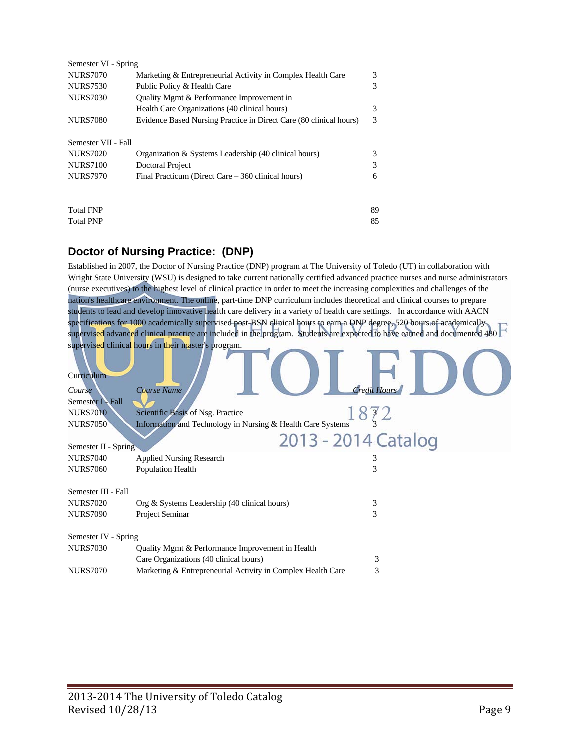Semester VI - Spring

| | | |
|---|---|---|
| NURS7070 | Marketing & Entrepreneurial Activity in Complex Health Care | 3 |
| NURS7530 | Public Policy & Health Care | 3 |
| NURS7030 | Quality Mgmt & Performance Improvement in Health Care Organizations (40 clinical hours) | 3 |
| NURS7080 | Evidence Based Nursing Practice in Direct Care (80 clinical hours) | 3 |

Semester VII - Fall

| | | |
|---|---|---|
| NURS7020 | Organization & Systems Leadership (40 clinical hours) | 3 |
| NURS7100 | Doctoral Project | 3 |
| NURS7970 | Final Practicum (Direct Care – 360 clinical hours) | 6 |

| | |
|---|---|
| Total FNP | 89 |
| Total PNP | 85 |

## Doctor of Nursing Practice: (DNP)

Established in 2007, the Doctor of Nursing Practice (DNP) program at The University of Toledo (UT) in collaboration with Wright State University (WSU) is designed to take current nationally certified advanced practice nurses and nurse administrators (nurse executives) to the highest level of clinical practice in order to meet the increasing complexities and challenges of the nation's healthcare environment. The online, part-time DNP curriculum includes theoretical and clinical courses to prepare students to lead and develop innovative health care delivery in a variety of health care settings. In accordance with AACN specifications for 1000 academically supervised post-BSN clinical hours to earn a DNP degree, 520 hours of academically supervised advanced clinical practice are included in the program. Students are expected to have earned and documented 480 supervised clinical hours in their master's program.

Curriculum

| *Course* | *Course Name* | *Credit Hours* |
|---|---|---|
| Semester I - Fall | | |
| NURS7010 | Scientific Basis of Nsg. Practice | 3 |
| NURS7050 | Information and Technology in Nursing & Health Care Systems | 3 |
| Semester II - Spring | | |
| NURS7040 | Applied Nursing Research | 3 |
| NURS7060 | Population Health | 3 |
| Semester III - Fall | | |
| NURS7020 | Org & Systems Leadership (40 clinical hours) | 3 |
| NURS7090 | Project Seminar | 3 |
| Semester IV - Spring | | |
| NURS7030 | Quality Mgmt & Performance Improvement in Health Care Organizations (40 clinical hours) | 3 |
| NURS7070 | Marketing & Entrepreneurial Activity in Complex Health Care | 3 |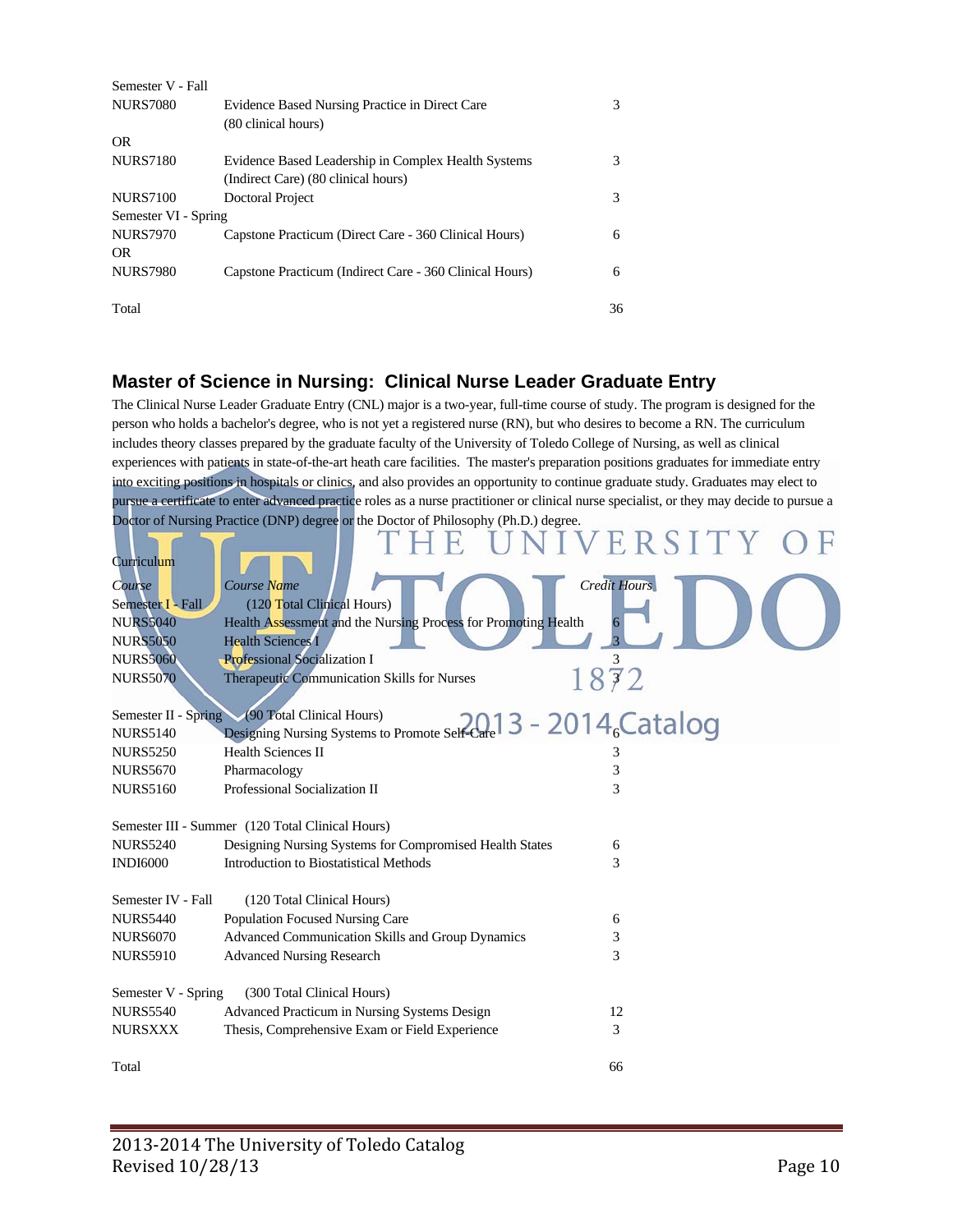| | | |
|---|---|---|
| Semester V - Fall | | |
| NURS7080 | Evidence Based Nursing Practice in Direct Care (80 clinical hours) | 3 |
| OR | | |
| NURS7180 | Evidence Based Leadership in Complex Health Systems (Indirect Care) (80 clinical hours) | 3 |
| NURS7100 | Doctoral Project | 3 |
| Semester VI - Spring | | |
| NURS7970 | Capstone Practicum (Direct Care - 360 Clinical Hours) | 6 |
| OR | | |
| NURS7980 | Capstone Practicum (Indirect Care - 360 Clinical Hours) | 6 |
| Total | | 36 |

## Master of Science in Nursing: Clinical Nurse Leader Graduate Entry

The Clinical Nurse Leader Graduate Entry (CNL) major is a two-year, full-time course of study. The program is designed for the person who holds a bachelor's degree, who is not yet a registered nurse (RN), but who desires to become a RN. The curriculum includes theory classes prepared by the graduate faculty of the University of Toledo College of Nursing, as well as clinical experiences with patients in state-of-the-art heath care facilities. The master's preparation positions graduates for immediate entry into exciting positions in hospitals or clinics, and also provides an opportunity to continue graduate study. Graduates may elect to pursue a certificate to enter advanced practice roles as a nurse practitioner or clinical nurse specialist, or they may decide to pursue a Doctor of Nursing Practice (DNP) degree or the Doctor of Philosophy (Ph.D.) degree.

Curriculum

| *Course* | *Course Name* | *Credit Hours* |
|---|---|---|
| Semester I - Fall | (120 Total Clinical Hours) | |
| NURS5040 | Health Assessment and the Nursing Process for Promoting Health | 6 |
| NURS5050 | Health Sciences I | 3 |
| NURS5060 | Professional Socialization I | 3 |
| NURS5070 | Therapeutic Communication Skills for Nurses | 3 |
| Semester II - Spring | (90 Total Clinical Hours) | |
| NURS5140 | Designing Nursing Systems to Promote Self-Care | 6 |
| NURS5250 | Health Sciences II | 3 |
| NURS5670 | Pharmacology | 3 |
| NURS5160 | Professional Socialization II | 3 |
| Semester III - Summer | (120 Total Clinical Hours) | |
| NURS5240 | Designing Nursing Systems for Compromised Health States | 6 |
| INDI6000 | Introduction to Biostatistical Methods | 3 |
| Semester IV - Fall | (120 Total Clinical Hours) | |
| NURS5440 | Population Focused Nursing Care | 6 |
| NURS6070 | Advanced Communication Skills and Group Dynamics | 3 |
| NURS5910 | Advanced Nursing Research | 3 |
| Semester V - Spring | (300 Total Clinical Hours) | |
| NURS5540 | Advanced Practicum in Nursing Systems Design | 12 |
| NURSXXX | Thesis, Comprehensive Exam or Field Experience | 3 |
| Total | | 66 |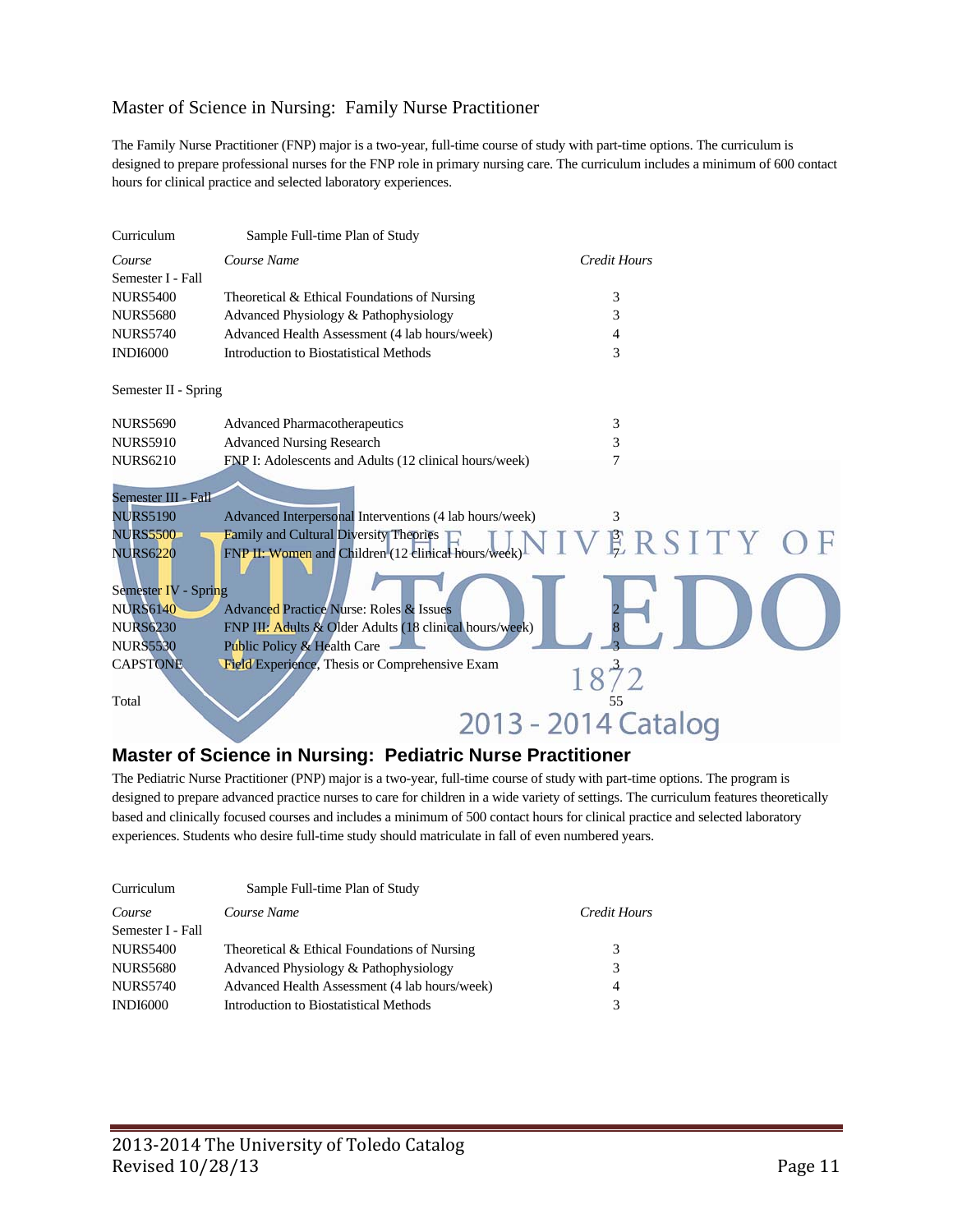## Master of Science in Nursing: Family Nurse Practitioner

The Family Nurse Practitioner (FNP) major is a two-year, full-time course of study with part-time options. The curriculum is designed to prepare professional nurses for the FNP role in primary nursing care. The curriculum includes a minimum of 600 contact hours for clinical practice and selected laboratory experiences.

Curriculum — Sample Full-time Plan of Study

| *Course* | *Course Name* | *Credit Hours* |
|---|---|---|
| Semester I - Fall | | |
| NURS5400 | Theoretical & Ethical Foundations of Nursing | 3 |
| NURS5680 | Advanced Physiology & Pathophysiology | 3 |
| NURS5740 | Advanced Health Assessment (4 lab hours/week) | 4 |
| INDI6000 | Introduction to Biostatistical Methods | 3 |
| Semester II - Spring | | |
| NURS5690 | Advanced Pharmacotherapeutics | 3 |
| NURS5910 | Advanced Nursing Research | 3 |
| NURS6210 | FNP I: Adolescents and Adults (12 clinical hours/week) | 7 |
| Semester III - Fall | | |
| NURS5190 | Advanced Interpersonal Interventions (4 lab hours/week) | 3 |
| NURS5500 | Family and Cultural Diversity Theories | 3 |
| NURS6220 | FNP II: Women and Children (12 clinical hours/week) | 7 |
| Semester IV - Spring | | |
| NURS6140 | Advanced Practice Nurse: Roles & Issues | 2 |
| NURS6230 | FNP III: Adults & Older Adults (18 clinical hours/week) | 8 |
| NURS5530 | Public Policy & Health Care | 3 |
| CAPSTONE | Field Experience, Thesis or Comprehensive Exam | 3 |
| Total | | 55 |

## Master of Science in Nursing: Pediatric Nurse Practitioner

The Pediatric Nurse Practitioner (PNP) major is a two-year, full-time course of study with part-time options. The program is designed to prepare advanced practice nurses to care for children in a wide variety of settings. The curriculum features theoretically based and clinically focused courses and includes a minimum of 500 contact hours for clinical practice and selected laboratory experiences. Students who desire full-time study should matriculate in fall of even numbered years.

Curriculum — Sample Full-time Plan of Study

| *Course* | *Course Name* | *Credit Hours* |
|---|---|---|
| Semester I - Fall | | |
| NURS5400 | Theoretical & Ethical Foundations of Nursing | 3 |
| NURS5680 | Advanced Physiology & Pathophysiology | 3 |
| NURS5740 | Advanced Health Assessment (4 lab hours/week) | 4 |
| INDI6000 | Introduction to Biostatistical Methods | 3 |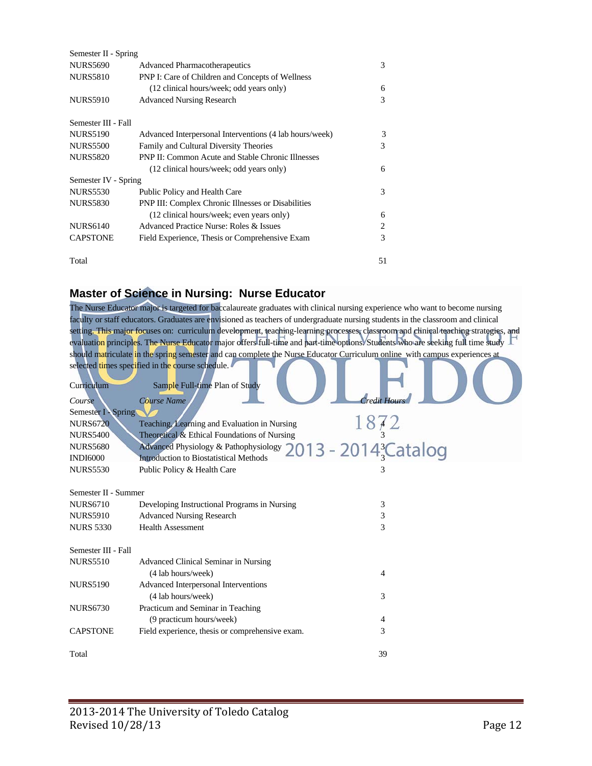| | | |
|---|---|---|
| Semester II - Spring | | |
| NURS5690 | Advanced Pharmacotherapeutics | 3 |
| NURS5810 | PNP I: Care of Children and Concepts of Wellness (12 clinical hours/week; odd years only) | 6 |
| NURS5910 | Advanced Nursing Research | 3 |
| Semester III - Fall | | |
| NURS5190 | Advanced Interpersonal Interventions (4 lab hours/week) | 3 |
| NURS5500 | Family and Cultural Diversity Theories | 3 |
| NURS5820 | PNP II: Common Acute and Stable Chronic Illnesses (12 clinical hours/week; odd years only) | 6 |
| Semester IV - Spring | | |
| NURS5530 | Public Policy and Health Care | 3 |
| NURS5830 | PNP III: Complex Chronic Illnesses or Disabilities (12 clinical hours/week; even years only) | 6 |
| NURS6140 | Advanced Practice Nurse: Roles & Issues | 2 |
| CAPSTONE | Field Experience, Thesis or Comprehensive Exam | 3 |
| Total | | 51 |

## Master of Science in Nursing: Nurse Educator

The Nurse Educator major is targeted for baccalaureate graduates with clinical nursing experience who want to become nursing faculty or staff educators. Graduates are envisioned as teachers of undergraduate nursing students in the classroom and clinical setting. This major focuses on: curriculum development, teaching-learning processes, classroom and clinical teaching strategies, and evaluation principles. The Nurse Educator major offers full-time and part-time options. Students who are seeking full time study should matriculate in the spring semester and can complete the Nurse Educator Curriculum online with campus experiences at selected times specified in the course schedule.

Curriculum — Sample Full-time Plan of Study

| *Course* | *Course Name* | *Credit Hours* |
|---|---|---|
| Semester I - Spring | | |
| NURS6720 | Teaching, Learning and Evaluation in Nursing | 4 |
| NURS5400 | Theoretical & Ethical Foundations of Nursing | 3 |
| NURS5680 | Advanced Physiology & Pathophysiology | 3 |
| INDI6000 | Introduction to Biostatistical Methods | 3 |
| NURS5530 | Public Policy & Health Care | 3 |
| Semester II - Summer | | |
| NURS6710 | Developing Instructional Programs in Nursing | 3 |
| NURS5910 | Advanced Nursing Research | 3 |
| NURS 5330 | Health Assessment | 3 |
| Semester III - Fall | | |
| NURS5510 | Advanced Clinical Seminar in Nursing (4 lab hours/week) | 4 |
| NURS5190 | Advanced Interpersonal Interventions (4 lab hours/week) | 3 |
| NURS6730 | Practicum and Seminar in Teaching (9 practicum hours/week) | 4 |
| CAPSTONE | Field experience, thesis or comprehensive exam. | 3 |
| Total | | 39 |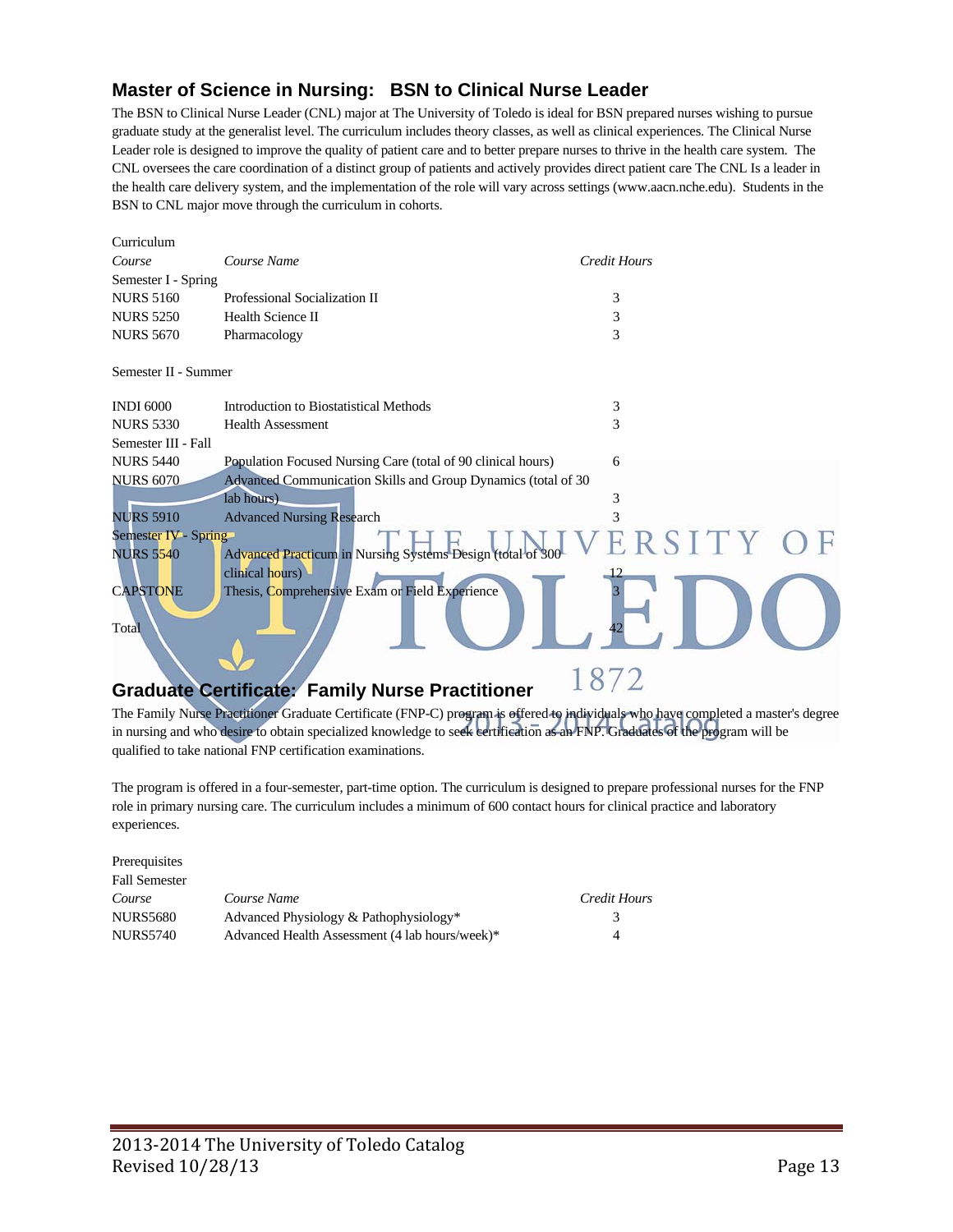## Master of Science in Nursing: BSN to Clinical Nurse Leader

The BSN to Clinical Nurse Leader (CNL) major at The University of Toledo is ideal for BSN prepared nurses wishing to pursue graduate study at the generalist level. The curriculum includes theory classes, as well as clinical experiences. The Clinical Nurse Leader role is designed to improve the quality of patient care and to better prepare nurses to thrive in the health care system. The CNL oversees the care coordination of a distinct group of patients and actively provides direct patient care The CNL Is a leader in the health care delivery system, and the implementation of the role will vary across settings (www.aacn.nche.edu). Students in the BSN to CNL major move through the curriculum in cohorts.

Curriculum

| *Course* | *Course Name* | *Credit Hours* |
|---|---|---|
| Semester I - Spring | | |
| NURS 5160 | Professional Socialization II | 3 |
| NURS 5250 | Health Science II | 3 |
| NURS 5670 | Pharmacology | 3 |
| Semester II - Summer | | |
| INDI 6000 | Introduction to Biostatistical Methods | 3 |
| NURS 5330 | Health Assessment | 3 |
| Semester III - Fall | | |
| NURS 5440 | Population Focused Nursing Care (total of 90 clinical hours) | 6 |
| NURS 6070 | Advanced Communication Skills and Group Dynamics (total of 30 lab hours) | 3 |
| NURS 5910 | Advanced Nursing Research | 3 |
| Semester IV - Spring | | |
| NURS 5540 | Advanced Practicum in Nursing Systems Design (total of 300 clinical hours) | 12 |
| CAPSTONE | Thesis, Comprehensive Exam or Field Experience | 3 |
| Total | | 42 |

## Graduate Certificate: Family Nurse Practitioner

The Family Nurse Practitioner Graduate Certificate (FNP-C) program is offered to individuals who have completed a master's degree in nursing and who desire to obtain specialized knowledge to seek certification as an FNP. Graduates of the program will be qualified to take national FNP certification examinations.

The program is offered in a four-semester, part-time option. The curriculum is designed to prepare professional nurses for the FNP role in primary nursing care. The curriculum includes a minimum of 600 contact hours for clinical practice and laboratory experiences.

Prerequisites

Fall Semester

| *Course* | *Course Name* | *Credit Hours* |
|---|---|---|
| NURS5680 | Advanced Physiology & Pathophysiology* | 3 |
| NURS5740 | Advanced Health Assessment (4 lab hours/week)* | 4 |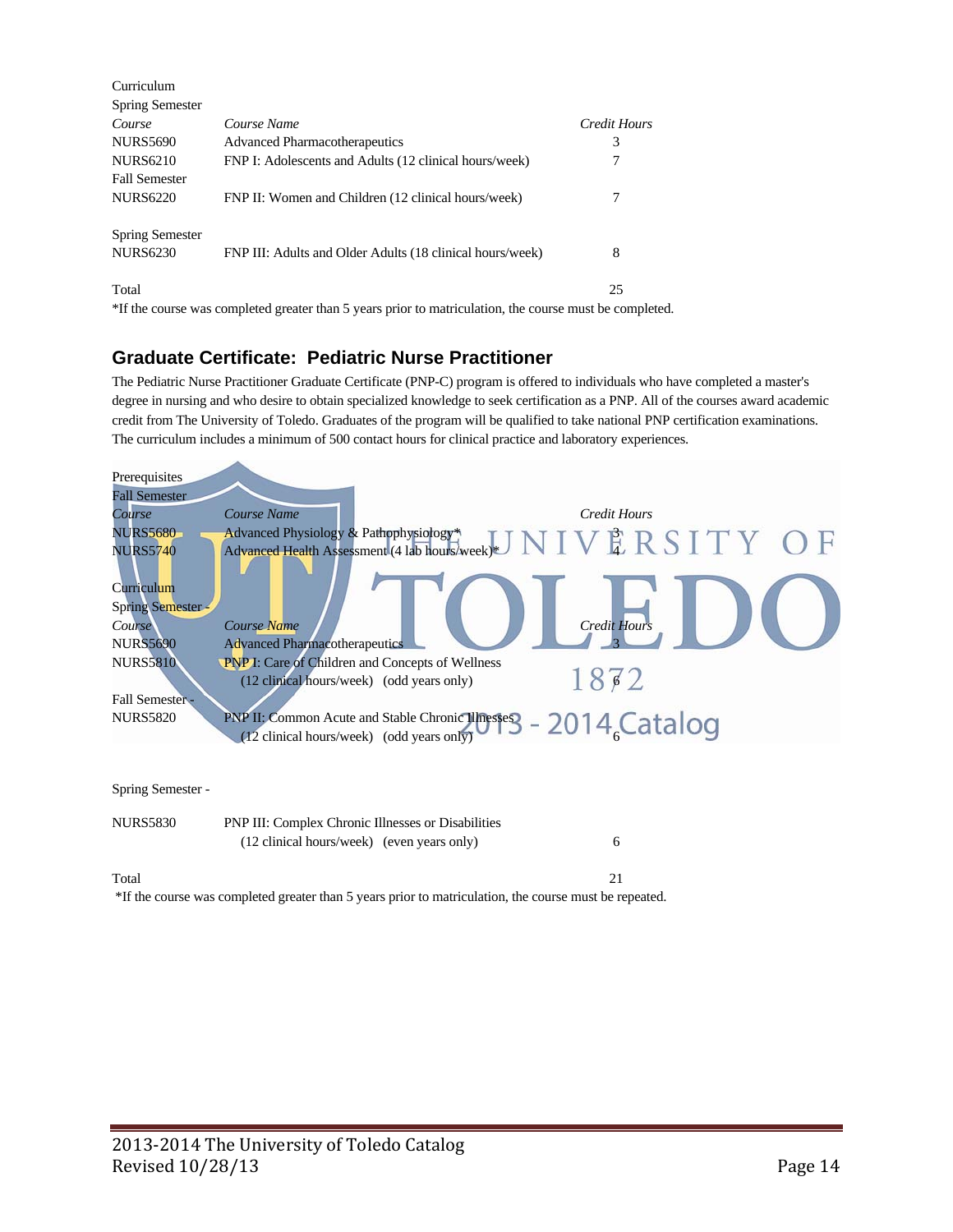Curriculum

Spring Semester

| *Course* | *Course Name* | *Credit Hours* |
|---|---|---|
| NURS5690 | Advanced Pharmacotherapeutics | 3 |
| NURS6210 | FNP I: Adolescents and Adults (12 clinical hours/week) | 7 |
| Fall Semester | | |
| NURS6220 | FNP II: Women and Children (12 clinical hours/week) | 7 |
| Spring Semester | | |
| NURS6230 | FNP III: Adults and Older Adults (18 clinical hours/week) | 8 |
| Total | | 25 |

*If the course was completed greater than 5 years prior to matriculation, the course must be completed.

## Graduate Certificate: Pediatric Nurse Practitioner

The Pediatric Nurse Practitioner Graduate Certificate (PNP-C) program is offered to individuals who have completed a master's degree in nursing and who desire to obtain specialized knowledge to seek certification as a PNP. All of the courses award academic credit from The University of Toledo. Graduates of the program will be qualified to take national PNP certification examinations. The curriculum includes a minimum of 500 contact hours for clinical practice and laboratory experiences.

Prerequisites

Fall Semester

| *Course* | *Course Name* | *Credit Hours* |
|---|---|---|
| NURS5680 | Advanced Physiology & Pathophysiology* | 3 |
| NURS5740 | Advanced Health Assessment (4 lab hours/week)* | 4 |

Curriculum

Spring Semester -

| *Course* | *Course Name* | *Credit Hours* |
|---|---|---|
| NURS5690 | Advanced Pharmacotherapeutics | 3 |
| NURS5810 | PNP I: Care of Children and Concepts of Wellness (12 clinical hours/week) (odd years only) | 6 |
| Fall Semester - | | |
| NURS5820 | PNP II: Common Acute and Stable Chronic Illnesses (12 clinical hours/week) (odd years only) | 6 |
| Spring Semester - | | |
| NURS5830 | PNP III: Complex Chronic Illnesses or Disabilities (12 clinical hours/week) (even years only) | 6 |
| Total | | 21 |

*If the course was completed greater than 5 years prior to matriculation, the course must be repeated.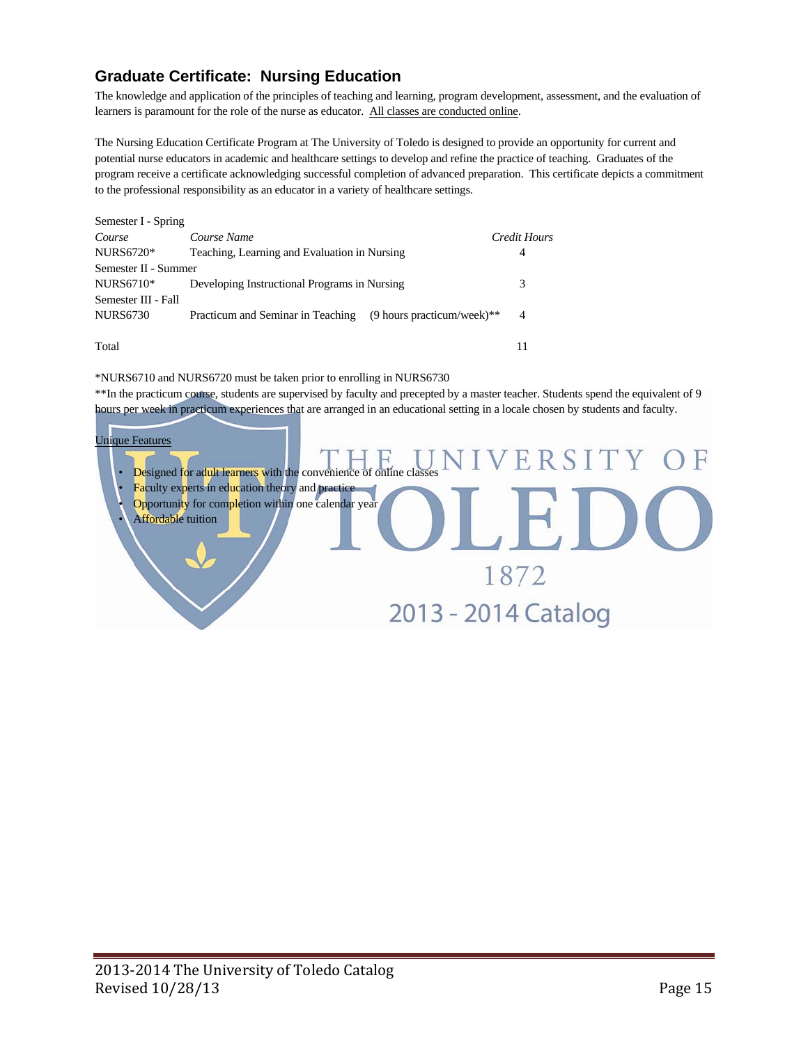## Graduate Certificate: Nursing Education

The knowledge and application of the principles of teaching and learning, program development, assessment, and the evaluation of learners is paramount for the role of the nurse as educator. All classes are conducted online.

The Nursing Education Certificate Program at The University of Toledo is designed to provide an opportunity for current and potential nurse educators in academic and healthcare settings to develop and refine the practice of teaching. Graduates of the program receive a certificate acknowledging successful completion of advanced preparation. This certificate depicts a commitment to the professional responsibility as an educator in a variety of healthcare settings.

| | | |
|---|---|---|
| Semester I - Spring | | |
| *Course* | *Course Name* | *Credit Hours* |
| NURS6720* | Teaching, Learning and Evaluation in Nursing | 4 |
| Semester II - Summer | | |
| NURS6710* | Developing Instructional Programs in Nursing | 3 |
| Semester III - Fall | | |
| NURS6730 | Practicum and Seminar in Teaching (9 hours practicum/week)** | 4 |
| Total | | 11 |

*NURS6710 and NURS6720 must be taken prior to enrolling in NURS6730

**In the practicum course, students are supervised by faculty and precepted by a master teacher. Students spend the equivalent of 9 hours per week in practicum experiences that are arranged in an educational setting in a locale chosen by students and faculty.

Unique Features

- Designed for adult learners with the convenience of online classes
- Faculty experts in education theory and practice
- Opportunity for completion within one calendar year
- Affordable tuition